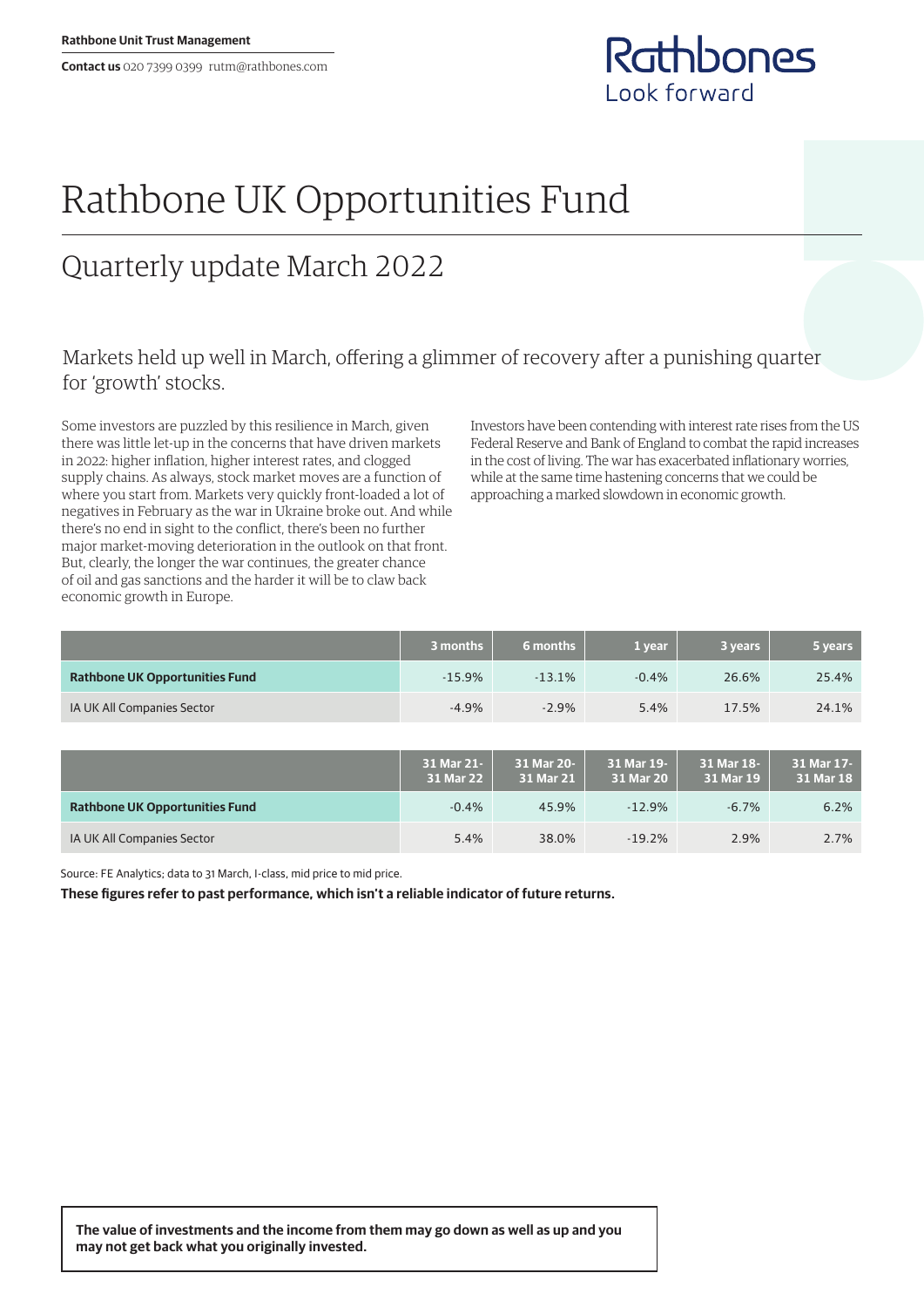Rathbone Unit Trust Management

**Contact us** 020 7399 0399 rutm@rathbones.com

Rathbones
Look forward

# Rathbone UK Opportunities Fund

## Quarterly update March 2022

### Markets held up well in March, offering a glimmer of recovery after a punishing quarter for 'growth' stocks.

Some investors are puzzled by this resilience in March, given there was little let-up in the concerns that have driven markets in 2022: higher inflation, higher interest rates, and clogged supply chains. As always, stock market moves are a function of where you start from. Markets very quickly front-loaded a lot of negatives in February as the war in Ukraine broke out. And while there's no end in sight to the conflict, there's been no further major market-moving deterioration in the outlook on that front. But, clearly, the longer the war continues, the greater chance of oil and gas sanctions and the harder it will be to claw back economic growth in Europe.

Investors have been contending with interest rate rises from the US Federal Reserve and Bank of England to combat the rapid increases in the cost of living. The war has exacerbated inflationary worries, while at the same time hastening concerns that we could be approaching a marked slowdown in economic growth.

| | 3 months | 6 months | 1 year | 3 years | 5 years |
|---|---|---|---|---|---|
| **Rathbone UK Opportunities Fund** | -15.9% | -13.1% | -0.4% | 26.6% | 25.4% |
| IA UK All Companies Sector | -4.9% | -2.9% | 5.4% | 17.5% | 24.1% |

| | 31 Mar 21-31 Mar 22 | 31 Mar 20-31 Mar 21 | 31 Mar 19-31 Mar 20 | 31 Mar 18-31 Mar 19 | 31 Mar 17-31 Mar 18 |
|---|---|---|---|---|---|
| **Rathbone UK Opportunities Fund** | -0.4% | 45.9% | -12.9% | -6.7% | 6.2% |
| IA UK All Companies Sector | 5.4% | 38.0% | -19.2% | 2.9% | 2.7% |

Source: FE Analytics; data to 31 March, I-class, mid price to mid price.

**These figures refer to past performance, which isn't a reliable indicator of future returns.**

**The value of investments and the income from them may go down as well as up and you may not get back what you originally invested.**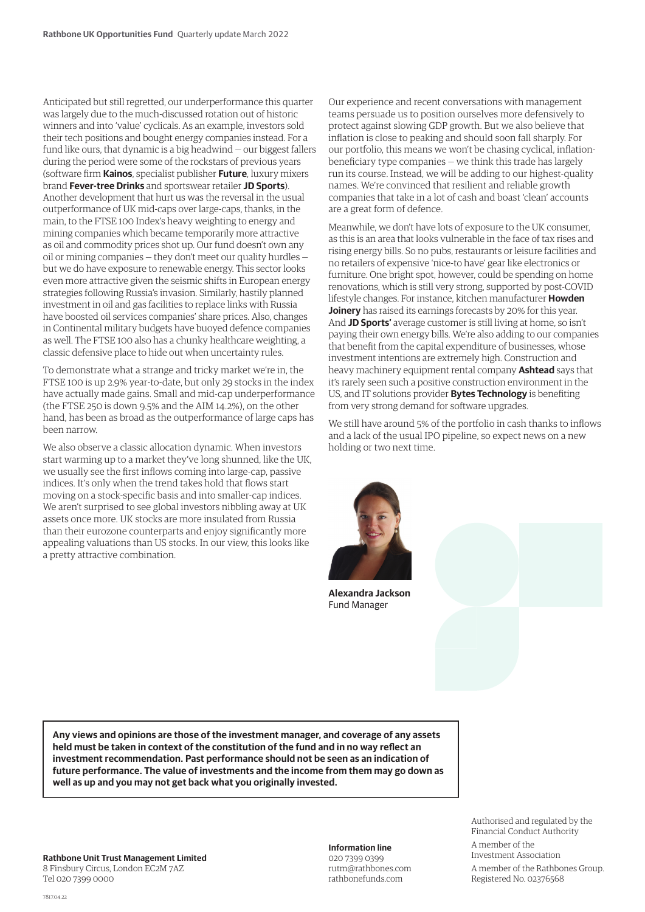Anticipated but still regretted, our underperformance this quarter was largely due to the much-discussed rotation out of historic winners and into 'value' cyclicals. As an example, investors sold their tech positions and bought energy companies instead. For a fund like ours, that dynamic is a big headwind — our biggest fallers during the period were some of the rockstars of previous years (software firm **Kainos**, specialist publisher **Future**, luxury mixers brand **Fever-tree Drinks** and sportswear retailer **JD Sports**). Another development that hurt us was the reversal in the usual outperformance of UK mid-caps over large-caps, thanks, in the main, to the FTSE 100 Index's heavy weighting to energy and mining companies which became temporarily more attractive as oil and commodity prices shot up. Our fund doesn't own any oil or mining companies — they don't meet our quality hurdles — but we do have exposure to renewable energy. This sector looks even more attractive given the seismic shifts in European energy strategies following Russia's invasion. Similarly, hastily planned investment in oil and gas facilities to replace links with Russia have boosted oil services companies' share prices. Also, changes in Continental military budgets have buoyed defence companies as well. The FTSE 100 also has a chunky healthcare weighting, a classic defensive place to hide out when uncertainty rules.

To demonstrate what a strange and tricky market we're in, the FTSE 100 is up 2.9% year-to-date, but only 29 stocks in the index have actually made gains. Small and mid-cap underperformance (the FTSE 250 is down 9.5% and the AIM 14.2%), on the other hand, has been as broad as the outperformance of large caps has been narrow.

We also observe a classic allocation dynamic. When investors start warming up to a market they've long shunned, like the UK, we usually see the first inflows coming into large-cap, passive indices. It's only when the trend takes hold that flows start moving on a stock-specific basis and into smaller-cap indices. We aren't surprised to see global investors nibbling away at UK assets once more. UK stocks are more insulated from Russia than their eurozone counterparts and enjoy significantly more appealing valuations than US stocks. In our view, this looks like a pretty attractive combination.

Our experience and recent conversations with management teams persuade us to position ourselves more defensively to protect against slowing GDP growth. But we also believe that inflation is close to peaking and should soon fall sharply. For our portfolio, this means we won't be chasing cyclical, inflation-beneficiary type companies — we think this trade has largely run its course. Instead, we will be adding to our highest-quality names. We're convinced that resilient and reliable growth companies that take in a lot of cash and boast 'clean' accounts are a great form of defence.

Meanwhile, we don't have lots of exposure to the UK consumer, as this is an area that looks vulnerable in the face of tax rises and rising energy bills. So no pubs, restaurants or leisure facilities and no retailers of expensive 'nice-to-have' gear like electronics or furniture. One bright spot, however, could be spending on home renovations, which is still very strong, supported by post-COVID lifestyle changes. For instance, kitchen manufacturer **Howden Joinery** has raised its earnings forecasts by 20% for this year. And **JD Sports'** average customer is still living at home, so isn't paying their own energy bills. We're also adding to our companies that benefit from the capital expenditure of businesses, whose investment intentions are extremely high. Construction and heavy machinery equipment rental company **Ashtead** says that it's rarely seen such a positive construction environment in the US, and IT solutions provider **Bytes Technology** is benefiting from very strong demand for software upgrades.

We still have around 5% of the portfolio in cash thanks to inflows and a lack of the usual IPO pipeline, so expect news on a new holding or two next time.

**Alexandra Jackson**
Fund Manager

**Any views and opinions are those of the investment manager, and coverage of any assets held must be taken in context of the constitution of the fund and in no way reflect an investment recommendation. Past performance should not be seen as an indication of future performance. The value of investments and the income from them may go down as well as up and you may not get back what you originally invested.**

**Rathbone Unit Trust Management Limited**
8 Finsbury Circus, London EC2M 7AZ
Tel 020 7399 0000

**Information line**
020 7399 0399
rutm@rathbones.com
rathbonefunds.com

Authorised and regulated by the Financial Conduct Authority

A member of the Investment Association

A member of the Rathbones Group. Registered No. 02376568

781.04.22